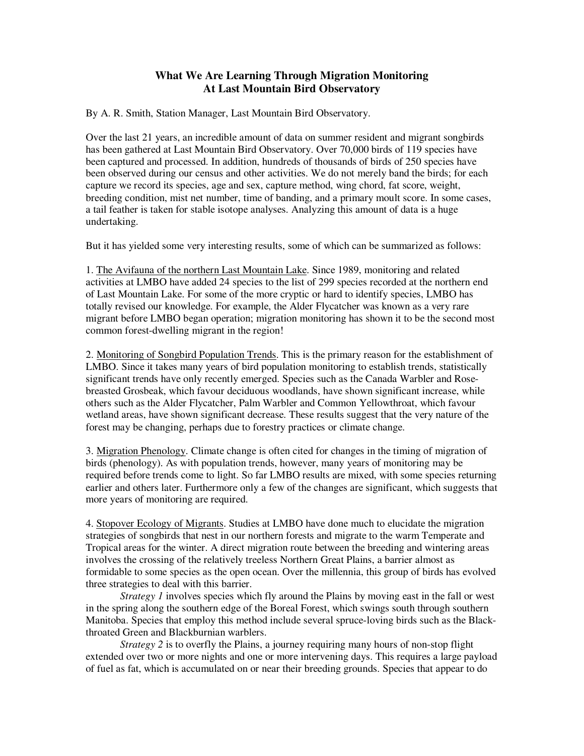# What We Are Learning Through Migration Monitoring At Last Mountain Bird Observatory

By A. R. Smith, Station Manager, Last Mountain Bird Observatory.

Over the last 21 years, an incredible amount of data on summer resident and migrant songbirds has been gathered at Last Mountain Bird Observatory. Over 70,000 birds of 119 species have been captured and processed. In addition, hundreds of thousands of birds of 250 species have been observed during our census and other activities. We do not merely band the birds; for each capture we record its species, age and sex, capture method, wing chord, fat score, weight, breeding condition, mist net number, time of banding, and a primary moult score. In some cases, a tail feather is taken for stable isotope analyses. Analyzing this amount of data is a huge undertaking.

But it has yielded some very interesting results, some of which can be summarized as follows:

1. <u>The Avifauna of the northern Last Mountain Lake</u>. Since 1989, monitoring and related activities at LMBO have added 24 species to the list of 299 species recorded at the northern end of Last Mountain Lake. For some of the more cryptic or hard to identify species, LMBO has totally revised our knowledge. For example, the Alder Flycatcher was known as a very rare migrant before LMBO began operation; migration monitoring has shown it to be the second most common forest-dwelling migrant in the region!

2. <u>Monitoring of Songbird Population Trends</u>. This is the primary reason for the establishment of LMBO. Since it takes many years of bird population monitoring to establish trends, statistically significant trends have only recently emerged. Species such as the Canada Warbler and Rose-breasted Grosbeak, which favour deciduous woodlands, have shown significant increase, while others such as the Alder Flycatcher, Palm Warbler and Common Yellowthroat, which favour wetland areas, have shown significant decrease. These results suggest that the very nature of the forest may be changing, perhaps due to forestry practices or climate change.

3. <u>Migration Phenology</u>. Climate change is often cited for changes in the timing of migration of birds (phenology). As with population trends, however, many years of monitoring may be required before trends come to light. So far LMBO results are mixed, with some species returning earlier and others later. Furthermore only a few of the changes are significant, which suggests that more years of monitoring are required.

4. <u>Stopover Ecology of Migrants</u>. Studies at LMBO have done much to elucidate the migration strategies of songbirds that nest in our northern forests and migrate to the warm Temperate and Tropical areas for the winter. A direct migration route between the breeding and wintering areas involves the crossing of the relatively treeless Northern Great Plains, a barrier almost as formidable to some species as the open ocean. Over the millennia, this group of birds has evolved three strategies to deal with this barrier.

*Strategy 1* involves species which fly around the Plains by moving east in the fall or west in the spring along the southern edge of the Boreal Forest, which swings south through southern Manitoba. Species that employ this method include several spruce-loving birds such as the Black-throated Green and Blackburnian warblers.

*Strategy 2* is to overfly the Plains, a journey requiring many hours of non-stop flight extended over two or more nights and one or more intervening days. This requires a large payload of fuel as fat, which is accumulated on or near their breeding grounds. Species that appear to do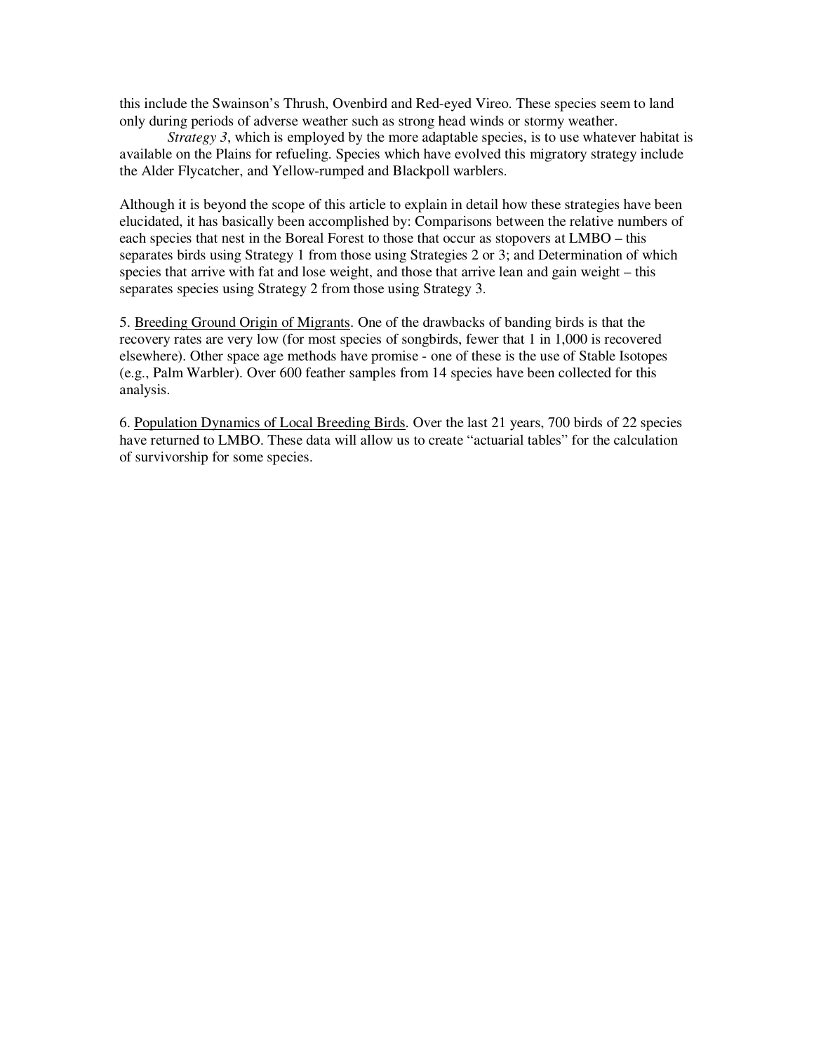this include the Swainson's Thrush, Ovenbird and Red-eyed Vireo. These species seem to land only during periods of adverse weather such as strong head winds or stormy weather.

*Strategy 3*, which is employed by the more adaptable species, is to use whatever habitat is available on the Plains for refueling. Species which have evolved this migratory strategy include the Alder Flycatcher, and Yellow-rumped and Blackpoll warblers.

Although it is beyond the scope of this article to explain in detail how these strategies have been elucidated, it has basically been accomplished by: Comparisons between the relative numbers of each species that nest in the Boreal Forest to those that occur as stopovers at LMBO – this separates birds using Strategy 1 from those using Strategies 2 or 3; and Determination of which species that arrive with fat and lose weight, and those that arrive lean and gain weight – this separates species using Strategy 2 from those using Strategy 3.

5. Breeding Ground Origin of Migrants. One of the drawbacks of banding birds is that the recovery rates are very low (for most species of songbirds, fewer that 1 in 1,000 is recovered elsewhere). Other space age methods have promise - one of these is the use of Stable Isotopes (e.g., Palm Warbler). Over 600 feather samples from 14 species have been collected for this analysis.

6. Population Dynamics of Local Breeding Birds. Over the last 21 years, 700 birds of 22 species have returned to LMBO. These data will allow us to create "actuarial tables" for the calculation of survivorship for some species.